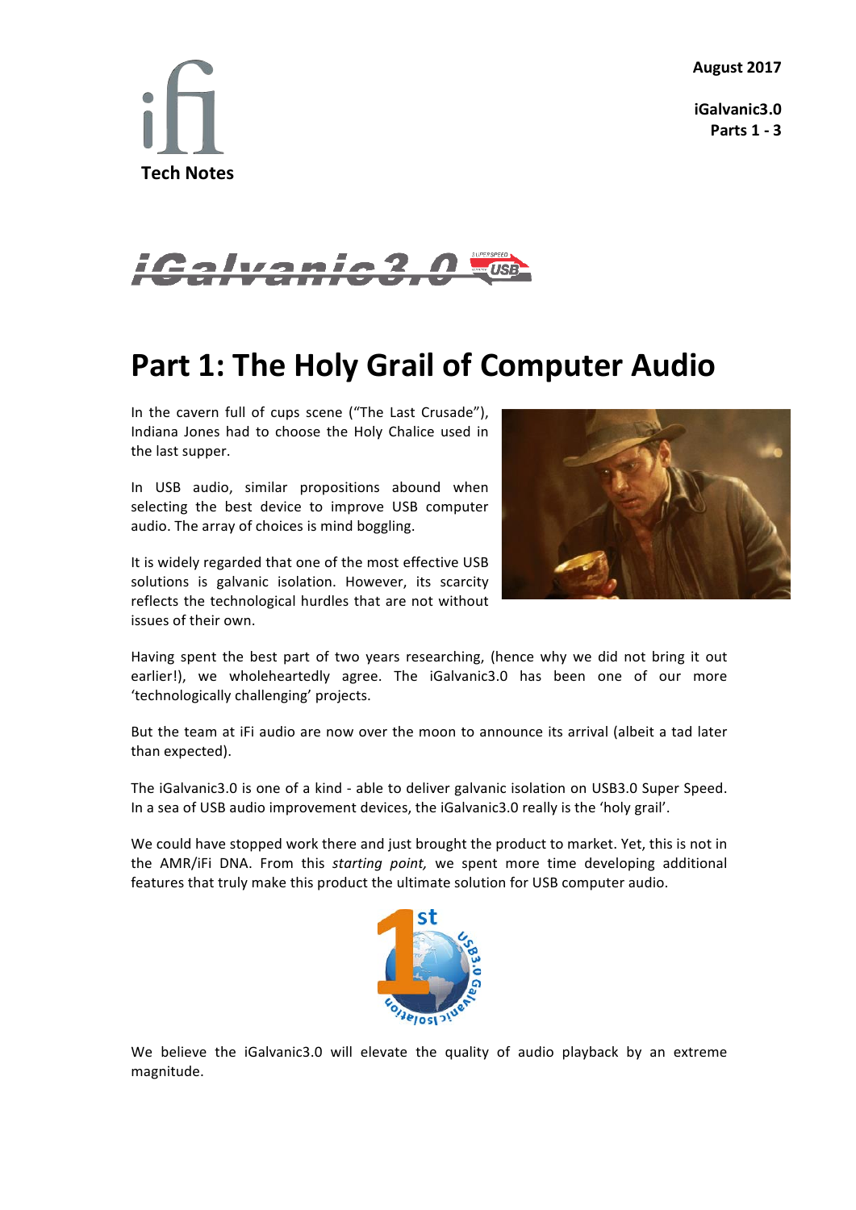August 2017

**iGalvanic3.0**
**Parts 1 - 3**

**Tech Notes**

# iGalvanic3.0

## Part 1: The Holy Grail of Computer Audio

In the cavern full of cups scene ("The Last Crusade"), Indiana Jones had to choose the Holy Chalice used in the last supper.

In USB audio, similar propositions abound when selecting the best device to improve USB computer audio. The array of choices is mind boggling.

It is widely regarded that one of the most effective USB solutions is galvanic isolation. However, its scarcity reflects the technological hurdles that are not without issues of their own.

Having spent the best part of two years researching, (hence why we did not bring it out earlier!), we wholeheartedly agree. The iGalvanic3.0 has been one of our more 'technologically challenging' projects.

But the team at iFi audio are now over the moon to announce its arrival (albeit a tad later than expected).

The iGalvanic3.0 is one of a kind - able to deliver galvanic isolation on USB3.0 Super Speed. In a sea of USB audio improvement devices, the iGalvanic3.0 really is the 'holy grail'.

We could have stopped work there and just brought the product to market. Yet, this is not in the AMR/iFi DNA. From this *starting point,* we spent more time developing additional features that truly make this product the ultimate solution for USB computer audio.

We believe the iGalvanic3.0 will elevate the quality of audio playback by an extreme magnitude.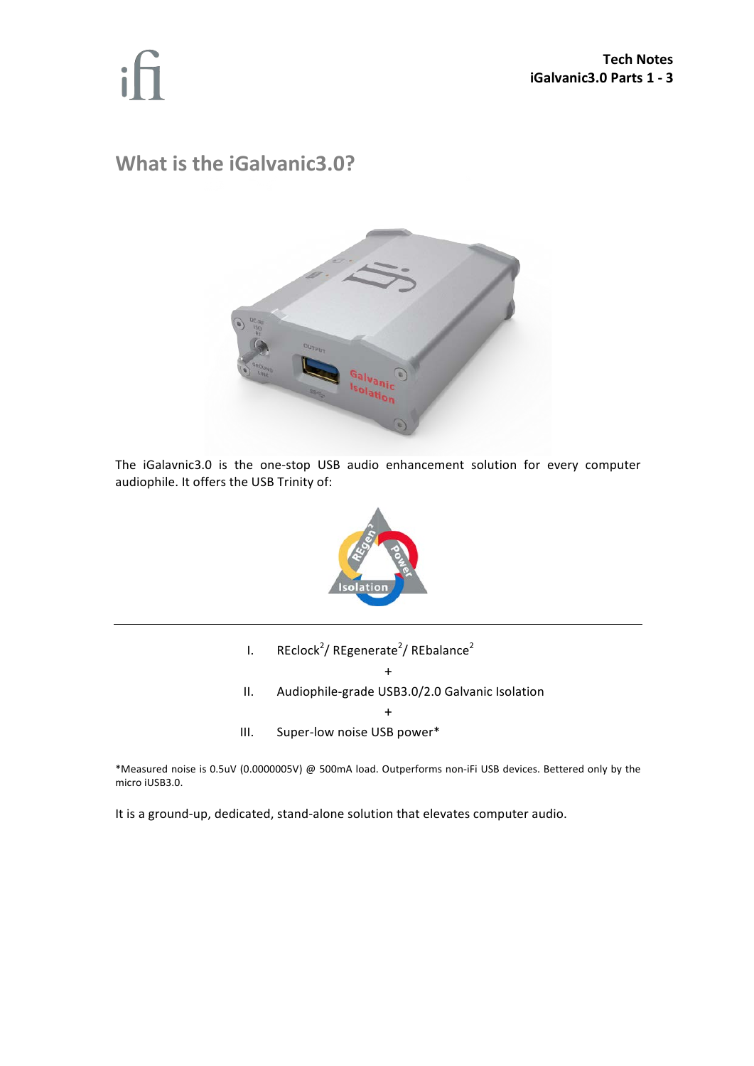# What is the iGalvanic3.0?

The iGalavnic3.0 is the one-stop USB audio enhancement solution for every computer audiophile. It offers the USB Trinity of:

---

I. REclock²/ REgenerate²/ REbalance²

+

II. Audiophile-grade USB3.0/2.0 Galvanic Isolation

+

III. Super-low noise USB power*

*Measured noise is 0.5uV (0.0000005V) @ 500mA load. Outperforms non-iFi USB devices. Bettered only by the micro iUSB3.0.

It is a ground-up, dedicated, stand-alone solution that elevates computer audio.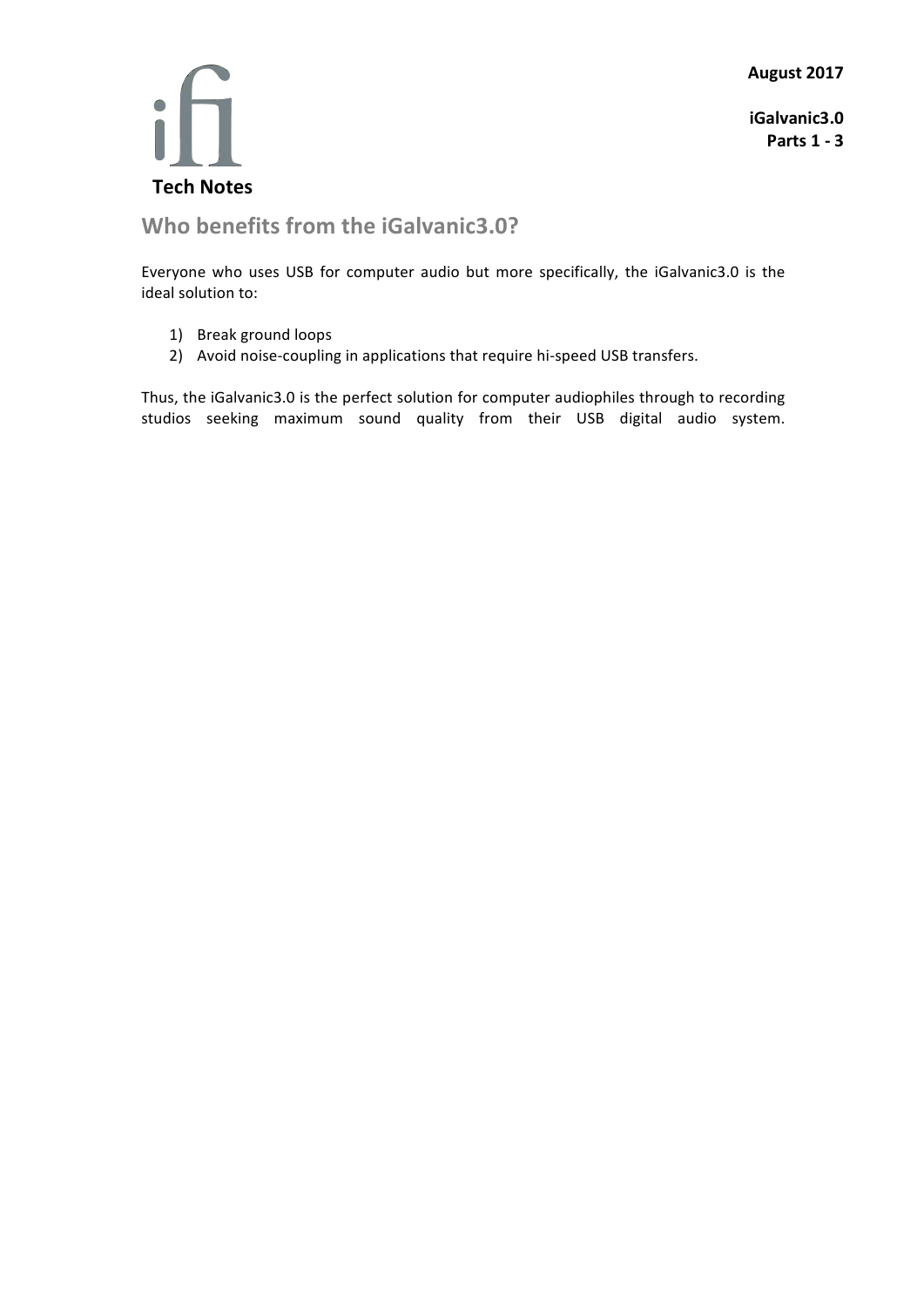## Who benefits from the iGalvanic3.0?

Everyone who uses USB for computer audio but more specifically, the iGalvanic3.0 is the ideal solution to:

1) Break ground loops
2) Avoid noise-coupling in applications that require hi-speed USB transfers.

Thus, the iGalvanic3.0 is the perfect solution for computer audiophiles through to recording studios seeking maximum sound quality from their USB digital audio system.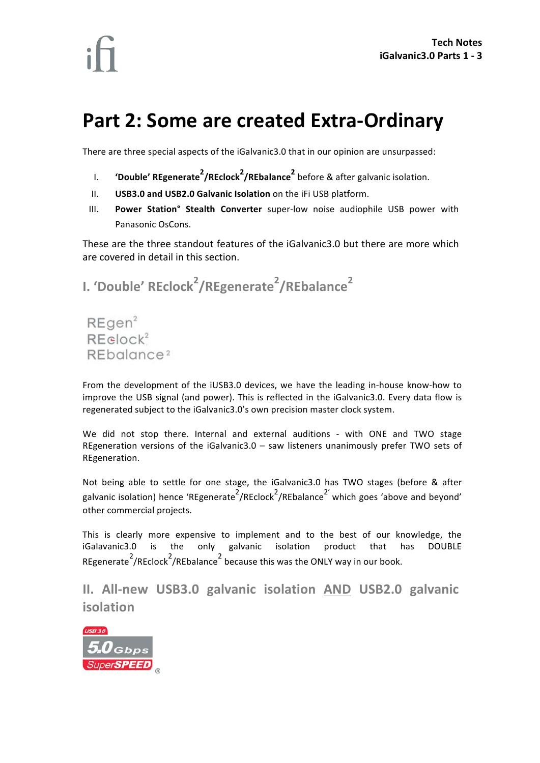# Part 2: Some are created Extra-Ordinary

There are three special aspects of the iGalvanic3.0 that in our opinion are unsurpassed:

I. **'Double' REgenerate$^2$/REclock$^2$/REbalance$^2$** before & after galvanic isolation.
II. **USB3.0 and USB2.0 Galvanic Isolation** on the iFi USB platform.
III. **Power Station° Stealth Converter** super-low noise audiophile USB power with Panasonic OsCons.

These are the three standout features of the iGalvanic3.0 but there are more which are covered in detail in this section.

## I. 'Double' REclock$^2$/REgenerate$^2$/REbalance$^2$

REgen$^2$
REclock$^2$
REbalance$^2$

From the development of the iUSB3.0 devices, we have the leading in-house know-how to improve the USB signal (and power). This is reflected in the iGalvanic3.0. Every data flow is regenerated subject to the iGalvanic3.0's own precision master clock system.

We did not stop there. Internal and external auditions - with ONE and TWO stage REgeneration versions of the iGalvanic3.0 – saw listeners unanimously prefer TWO sets of REgeneration.

Not being able to settle for one stage, the iGalvanic3.0 has TWO stages (before & after galvanic isolation) hence 'REgenerate$^2$/REclock$^2$/REbalance$^2$' which goes 'above and beyond' other commercial projects.

This is clearly more expensive to implement and to the best of our knowledge, the iGalavanic3.0 is the only galvanic isolation product that has DOUBLE REgenerate$^2$/REclock$^2$/REbalance$^2$ because this was the ONLY way in our book.

## II. All-new USB3.0 galvanic isolation AND USB2.0 galvanic isolation

USB 3.0
5.0 Gbps
SuperSPEED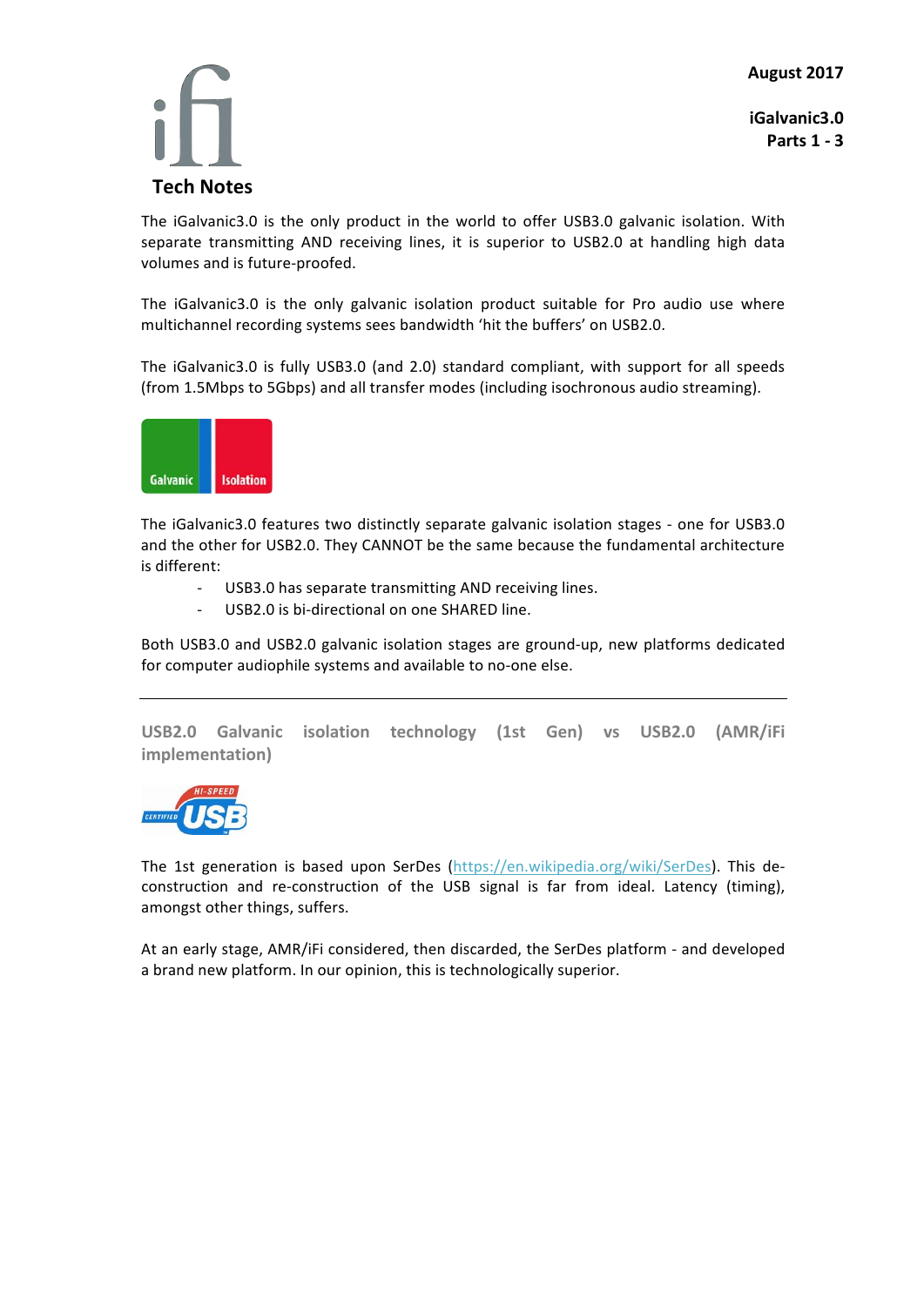Tech Notes

**August 2017**

**iGalvanic3.0**
**Parts 1 - 3**

The iGalvanic3.0 is the only product in the world to offer USB3.0 galvanic isolation. With separate transmitting AND receiving lines, it is superior to USB2.0 at handling high data volumes and is future-proofed.

The iGalvanic3.0 is the only galvanic isolation product suitable for Pro audio use where multichannel recording systems sees bandwidth 'hit the buffers' on USB2.0.

The iGalvanic3.0 is fully USB3.0 (and 2.0) standard compliant, with support for all speeds (from 1.5Mbps to 5Gbps) and all transfer modes (including isochronous audio streaming).

Galvanic Isolation

The iGalvanic3.0 features two distinctly separate galvanic isolation stages - one for USB3.0 and the other for USB2.0. They CANNOT be the same because the fundamental architecture is different:

- USB3.0 has separate transmitting AND receiving lines.
- USB2.0 is bi-directional on one SHARED line.

Both USB3.0 and USB2.0 galvanic isolation stages are ground-up, new platforms dedicated for computer audiophile systems and available to no-one else.

---

## USB2.0 Galvanic isolation technology (1st Gen) vs USB2.0 (AMR/iFi implementation)

HI-SPEED CERTIFIED USB

The 1st generation is based upon SerDes (https://en.wikipedia.org/wiki/SerDes). This de-construction and re-construction of the USB signal is far from ideal. Latency (timing), amongst other things, suffers.

At an early stage, AMR/iFi considered, then discarded, the SerDes platform - and developed a brand new platform. In our opinion, this is technologically superior.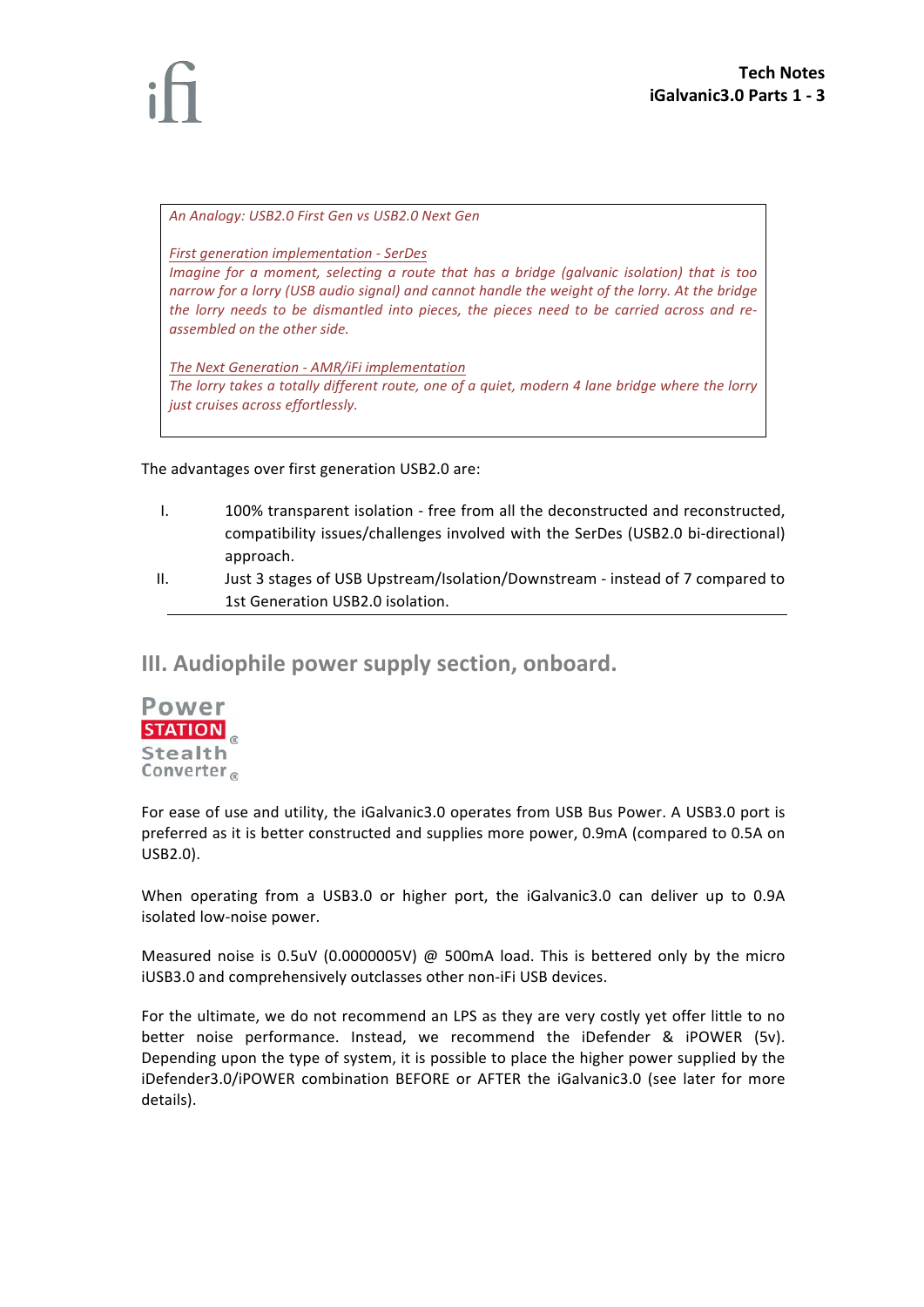*An Analogy: USB2.0 First Gen vs USB2.0 Next Gen*

*First generation implementation - SerDes*
*Imagine for a moment, selecting a route that has a bridge (galvanic isolation) that is too narrow for a lorry (USB audio signal) and cannot handle the weight of the lorry. At the bridge the lorry needs to be dismantled into pieces, the pieces need to be carried across and re-assembled on the other side.*

*The Next Generation - AMR/iFi implementation*
*The lorry takes a totally different route, one of a quiet, modern 4 lane bridge where the lorry just cruises across effortlessly.*

The advantages over first generation USB2.0 are:

I. 100% transparent isolation - free from all the deconstructed and reconstructed, compatibility issues/challenges involved with the SerDes (USB2.0 bi-directional) approach.
II. Just 3 stages of USB Upstream/Isolation/Downstream - instead of 7 compared to 1st Generation USB2.0 isolation.

---

## III. Audiophile power supply section, onboard.

Power STATION®
Stealth Converter®

For ease of use and utility, the iGalvanic3.0 operates from USB Bus Power. A USB3.0 port is preferred as it is better constructed and supplies more power, 0.9mA (compared to 0.5A on USB2.0).

When operating from a USB3.0 or higher port, the iGalvanic3.0 can deliver up to 0.9A isolated low-noise power.

Measured noise is 0.5uV (0.0000005V) @ 500mA load. This is bettered only by the micro iUSB3.0 and comprehensively outclasses other non-iFi USB devices.

For the ultimate, we do not recommend an LPS as they are very costly yet offer little to no better noise performance. Instead, we recommend the iDefender & iPOWER (5v). Depending upon the type of system, it is possible to place the higher power supplied by the iDefender3.0/iPOWER combination BEFORE or AFTER the iGalvanic3.0 (see later for more details).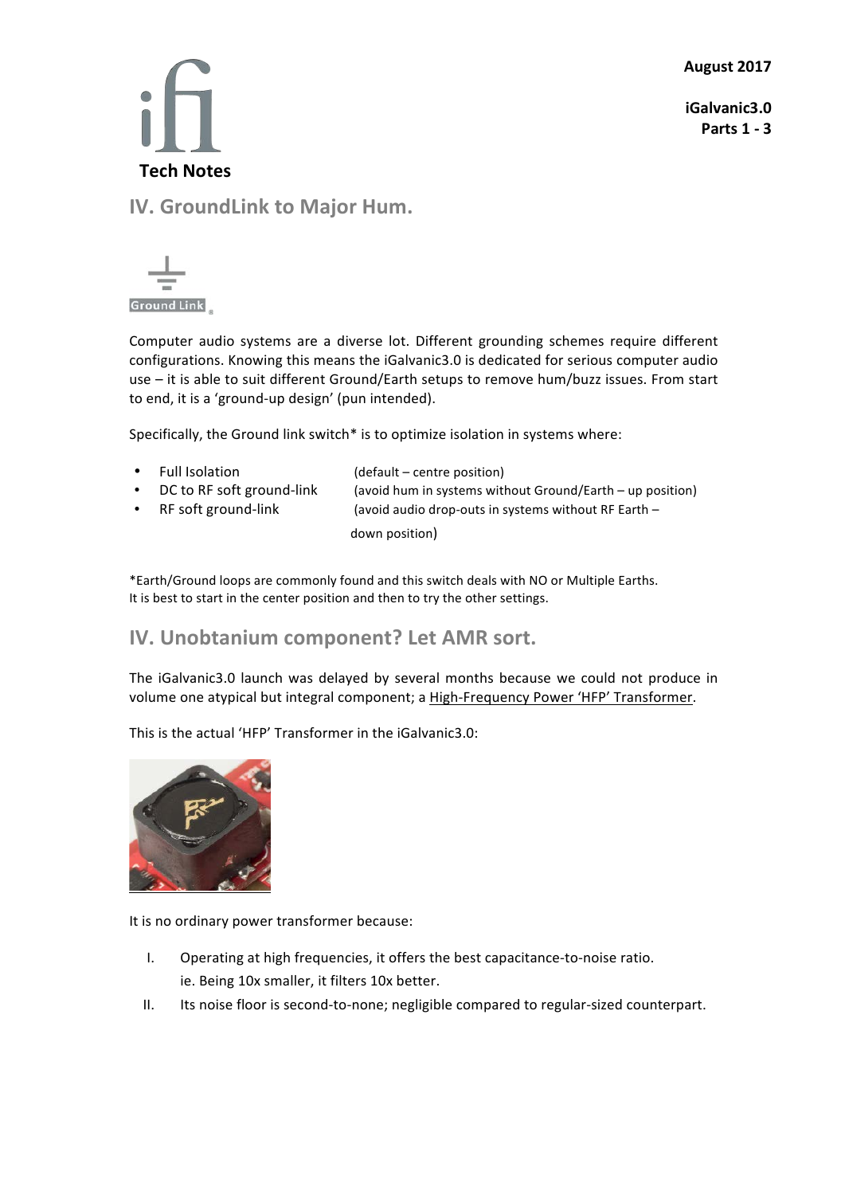## IV. GroundLink to Major Hum.

Computer audio systems are a diverse lot. Different grounding schemes require different configurations. Knowing this means the iGalvanic3.0 is dedicated for serious computer audio use – it is able to suit different Ground/Earth setups to remove hum/buzz issues. From start to end, it is a 'ground-up design' (pun intended).

Specifically, the Ground link switch* is to optimize isolation in systems where:

- Full Isolation (default – centre position)
- DC to RF soft ground-link (avoid hum in systems without Ground/Earth – up position)
- RF soft ground-link (avoid audio drop-outs in systems without RF Earth – down position)

*Earth/Ground loops are commonly found and this switch deals with NO or Multiple Earths. It is best to start in the center position and then to try the other settings.

## IV. Unobtanium component? Let AMR sort.

The iGalvanic3.0 launch was delayed by several months because we could not produce in volume one atypical but integral component; a High-Frequency Power 'HFP' Transformer.

This is the actual 'HFP' Transformer in the iGalvanic3.0:

It is no ordinary power transformer because:

I. Operating at high frequencies, it offers the best capacitance-to-noise ratio. ie. Being 10x smaller, it filters 10x better.
II. Its noise floor is second-to-none; negligible compared to regular-sized counterpart.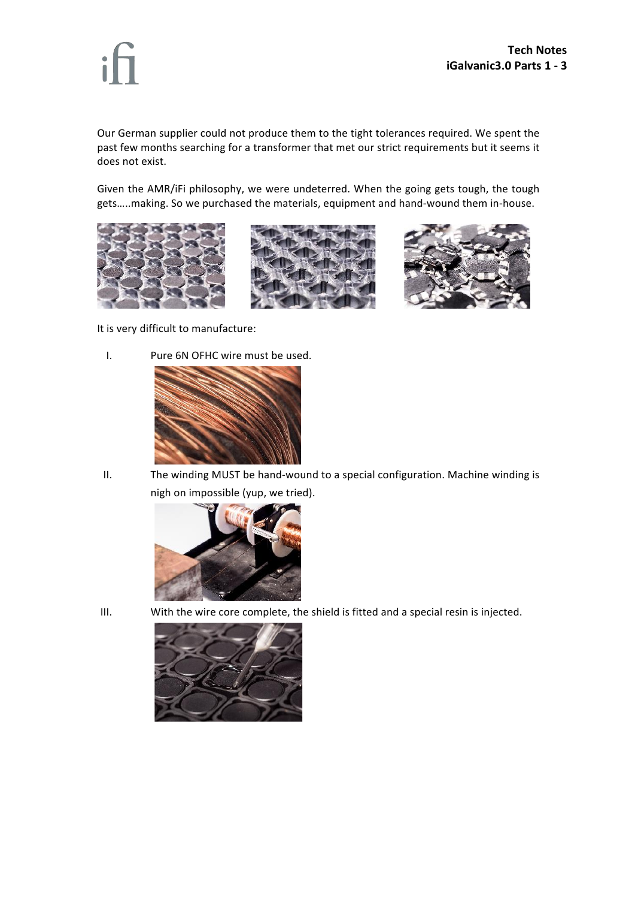Our German supplier could not produce them to the tight tolerances required. We spent the past few months searching for a transformer that met our strict requirements but it seems it does not exist.

Given the AMR/iFi philosophy, we were undeterred. When the going gets tough, the tough gets…..making. So we purchased the materials, equipment and hand-wound them in-house.

It is very difficult to manufacture:

I. Pure 6N OFHC wire must be used.

II. The winding MUST be hand-wound to a special configuration. Machine winding is nigh on impossible (yup, we tried).

III. With the wire core complete, the shield is fitted and a special resin is injected.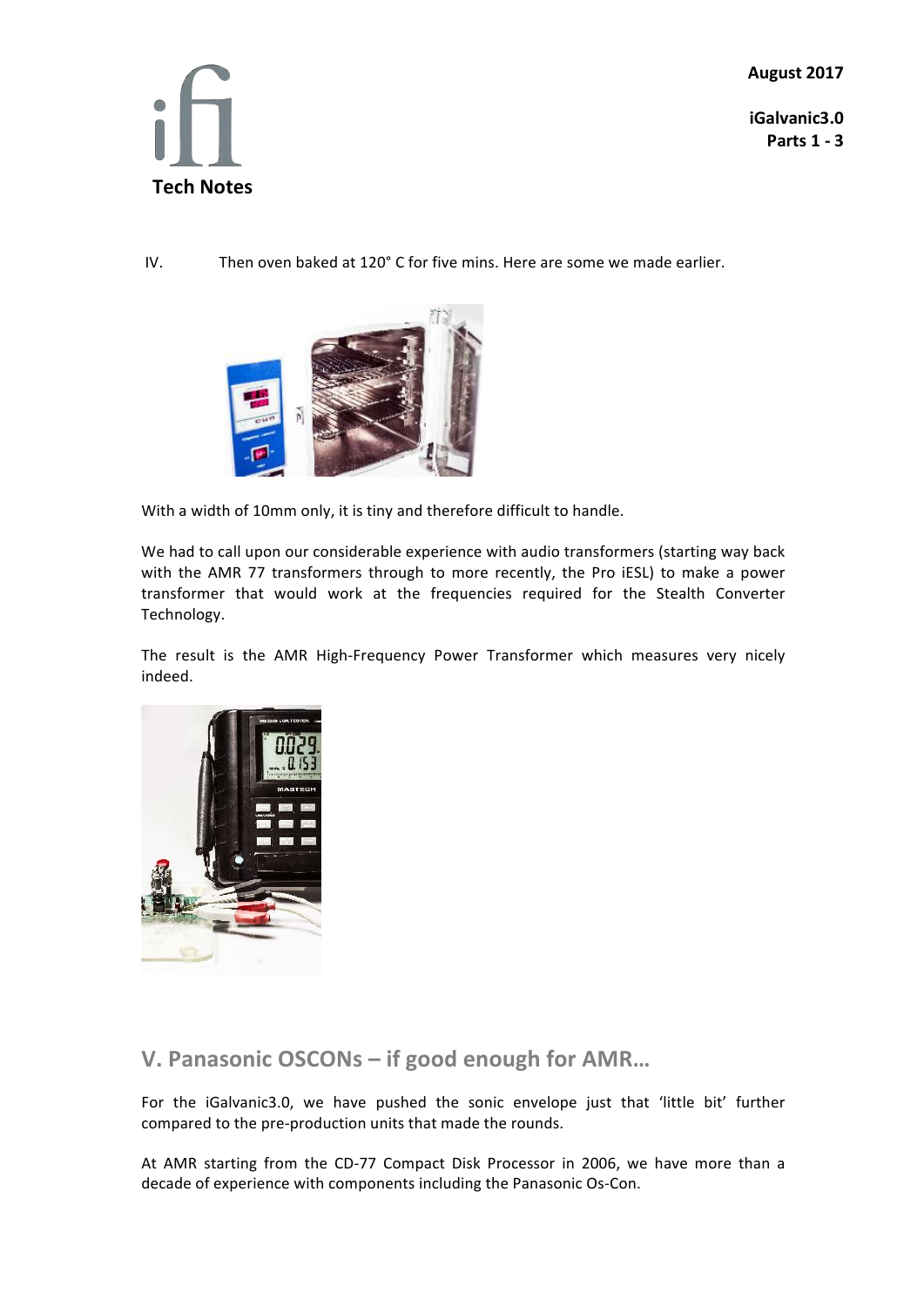IV. Then oven baked at 120° C for five mins. Here are some we made earlier.

With a width of 10mm only, it is tiny and therefore difficult to handle.

We had to call upon our considerable experience with audio transformers (starting way back with the AMR 77 transformers through to more recently, the Pro iESL) to make a power transformer that would work at the frequencies required for the Stealth Converter Technology.

The result is the AMR High-Frequency Power Transformer which measures very nicely indeed.

## V. Panasonic OSCONs – if good enough for AMR…

For the iGalvanic3.0, we have pushed the sonic envelope just that 'little bit' further compared to the pre-production units that made the rounds.

At AMR starting from the CD-77 Compact Disk Processor in 2006, we have more than a decade of experience with components including the Panasonic Os-Con.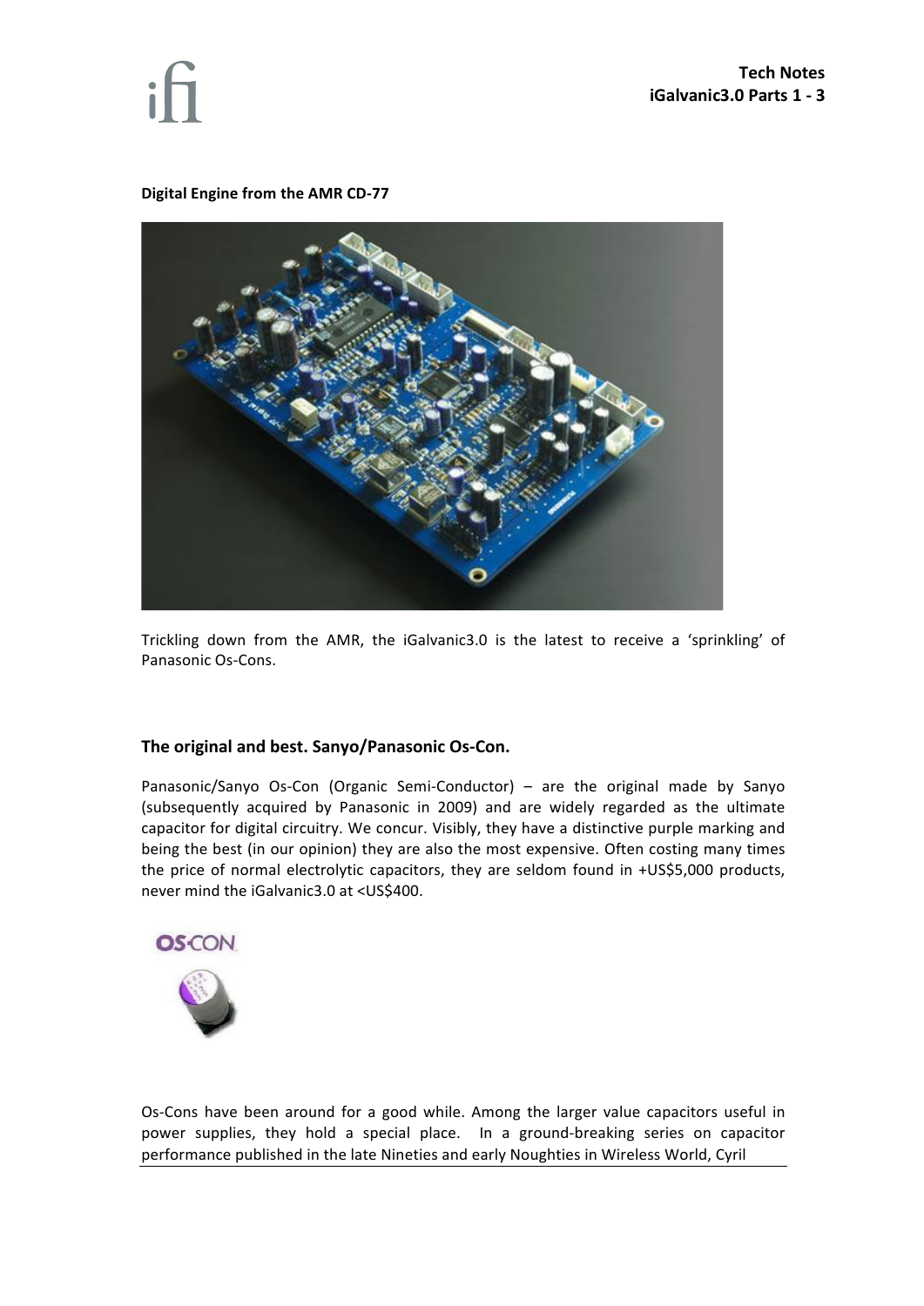**Digital Engine from the AMR CD-77**

Trickling down from the AMR, the iGalvanic3.0 is the latest to receive a 'sprinkling' of Panasonic Os-Cons.

## The original and best. Sanyo/Panasonic Os-Con.

Panasonic/Sanyo Os-Con (Organic Semi-Conductor) – are the original made by Sanyo (subsequently acquired by Panasonic in 2009) and are widely regarded as the ultimate capacitor for digital circuitry. We concur. Visibly, they have a distinctive purple marking and being the best (in our opinion) they are also the most expensive. Often costing many times the price of normal electrolytic capacitors, they are seldom found in +US$5,000 products, never mind the iGalvanic3.0 at <US$400.

OS-CON

Os-Cons have been around for a good while. Among the larger value capacitors useful in power supplies, they hold a special place. In a ground-breaking series on capacitor performance published in the late Nineties and early Noughties in Wireless World, Cyril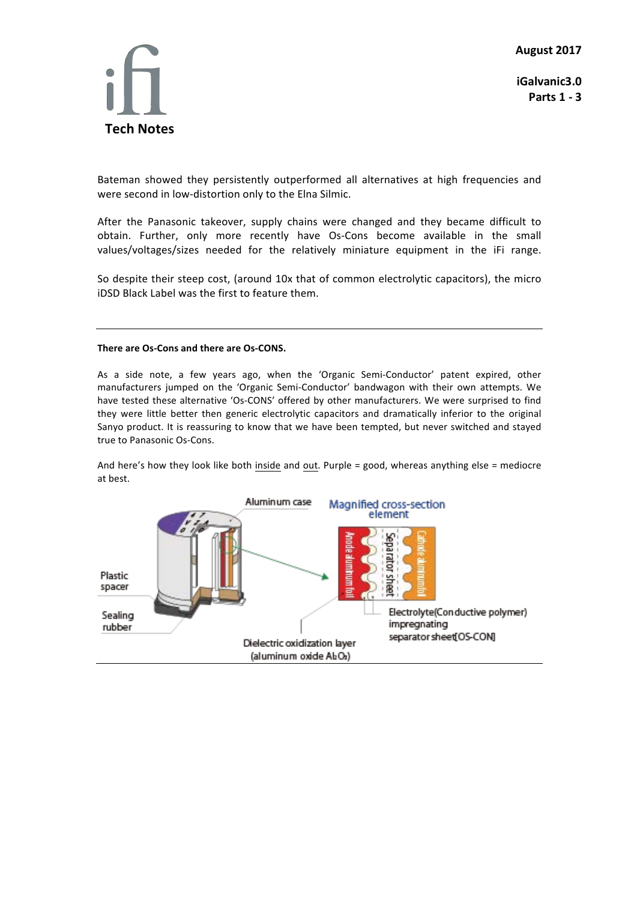Bateman showed they persistently outperformed all alternatives at high frequencies and were second in low-distortion only to the Elna Silmic.

After the Panasonic takeover, supply chains were changed and they became difficult to obtain. Further, only more recently have Os-Cons become available in the small values/voltages/sizes needed for the relatively miniature equipment in the iFi range.

So despite their steep cost, (around 10x that of common electrolytic capacitors), the micro iDSD Black Label was the first to feature them.

---

**There are Os-Cons and there are Os-CONS.**

As a side note, a few years ago, when the 'Organic Semi-Conductor' patent expired, other manufacturers jumped on the 'Organic Semi-Conductor' bandwagon with their own attempts. We have tested these alternative 'Os-CONS' offered by other manufacturers. We were surprised to find they were little better then generic electrolytic capacitors and dramatically inferior to the original Sanyo product. It is reassuring to know that we have been tempted, but never switched and stayed true to Panasonic Os-Cons.

And here's how they look like both inside and out. Purple = good, whereas anything else = mediocre at best.

Aluminum case

Magnified cross-section element

Plastic spacer

Sealing rubber

Anode aluminum foil

Separator sheet

Cathode aluminum foil

Electrolyte(Conductive polymer) impregnating separator sheet[OS-CON]

Dielectric oxidization layer (aluminum oxide $Al_2O_3$)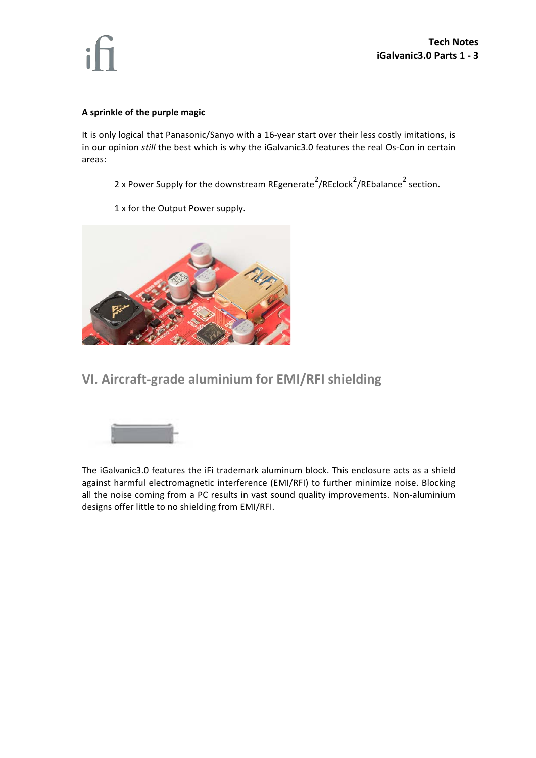**A sprinkle of the purple magic**

It is only logical that Panasonic/Sanyo with a 16-year start over their less costly imitations, is in our opinion *still* the best which is why the iGalvanic3.0 features the real Os-Con in certain areas:

2 x Power Supply for the downstream REgenerate²/REclock²/REbalance² section.

1 x for the Output Power supply.

## VI. Aircraft-grade aluminium for EMI/RFI shielding

The iGalvanic3.0 features the iFi trademark aluminum block. This enclosure acts as a shield against harmful electromagnetic interference (EMI/RFI) to further minimize noise. Blocking all the noise coming from a PC results in vast sound quality improvements. Non-aluminium designs offer little to no shielding from EMI/RFI.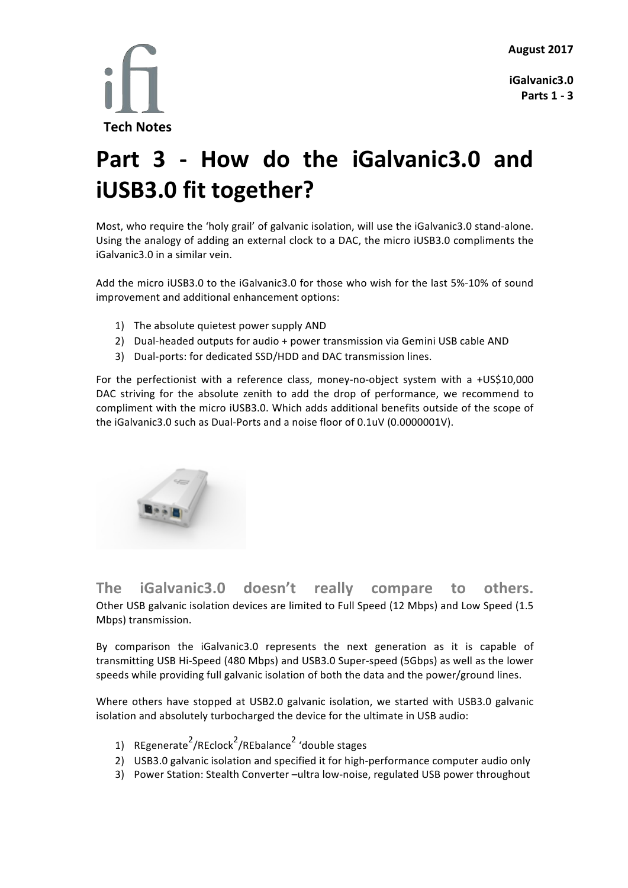# Part 3 - How do the iGalvanic3.0 and iUSB3.0 fit together?

Most, who require the 'holy grail' of galvanic isolation, will use the iGalvanic3.0 stand-alone. Using the analogy of adding an external clock to a DAC, the micro iUSB3.0 compliments the iGalvanic3.0 in a similar vein.

Add the micro iUSB3.0 to the iGalvanic3.0 for those who wish for the last 5%-10% of sound improvement and additional enhancement options:

1) The absolute quietest power supply AND
2) Dual-headed outputs for audio + power transmission via Gemini USB cable AND
3) Dual-ports: for dedicated SSD/HDD and DAC transmission lines.

For the perfectionist with a reference class, money-no-object system with a +US$10,000 DAC striving for the absolute zenith to add the drop of performance, we recommend to compliment with the micro iUSB3.0. Which adds additional benefits outside of the scope of the iGalvanic3.0 such as Dual-Ports and a noise floor of 0.1uV (0.0000001V).

## The iGalvanic3.0 doesn't really compare to others.

Other USB galvanic isolation devices are limited to Full Speed (12 Mbps) and Low Speed (1.5 Mbps) transmission.

By comparison the iGalvanic3.0 represents the next generation as it is capable of transmitting USB Hi-Speed (480 Mbps) and USB3.0 Super-speed (5Gbps) as well as the lower speeds while providing full galvanic isolation of both the data and the power/ground lines.

Where others have stopped at USB2.0 galvanic isolation, we started with USB3.0 galvanic isolation and absolutely turbocharged the device for the ultimate in USB audio:

1) REgenerate$^2$/REclock$^2$/REbalance$^2$ 'double stages
2) USB3.0 galvanic isolation and specified it for high-performance computer audio only
3) Power Station: Stealth Converter –ultra low-noise, regulated USB power throughout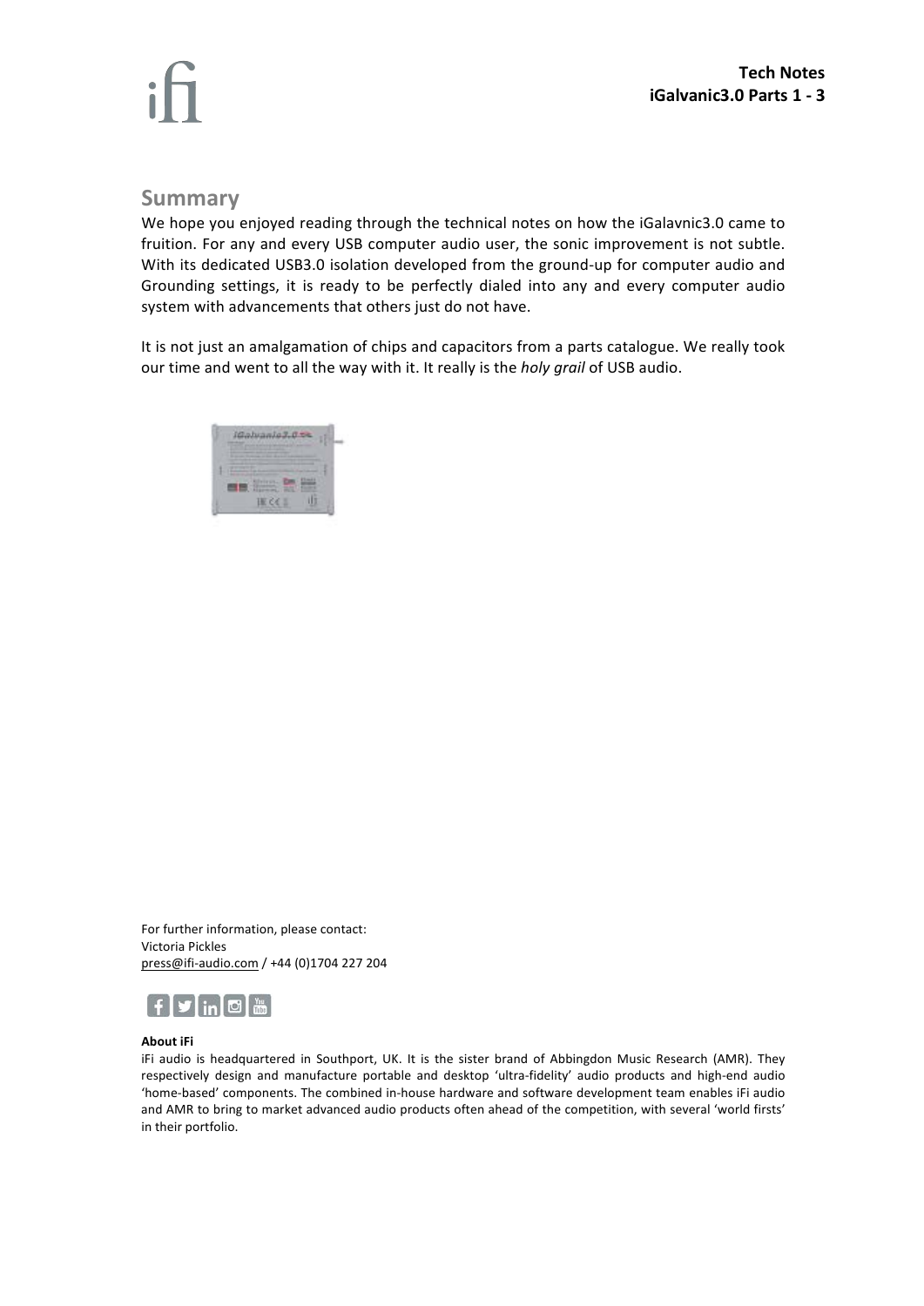## Summary

We hope you enjoyed reading through the technical notes on how the iGalavnic3.0 came to fruition. For any and every USB computer audio user, the sonic improvement is not subtle. With its dedicated USB3.0 isolation developed from the ground-up for computer audio and Grounding settings, it is ready to be perfectly dialed into any and every computer audio system with advancements that others just do not have.

It is not just an amalgamation of chips and capacitors from a parts catalogue. We really took our time and went to all the way with it. It really is the *holy grail* of USB audio.

For further information, please contact:
Victoria Pickles
press@ifi-audio.com / +44 (0)1704 227 204

**About iFi**

iFi audio is headquartered in Southport, UK. It is the sister brand of Abbingdon Music Research (AMR). They respectively design and manufacture portable and desktop 'ultra-fidelity' audio products and high-end audio 'home-based' components. The combined in-house hardware and software development team enables iFi audio and AMR to bring to market advanced audio products often ahead of the competition, with several 'world firsts' in their portfolio.